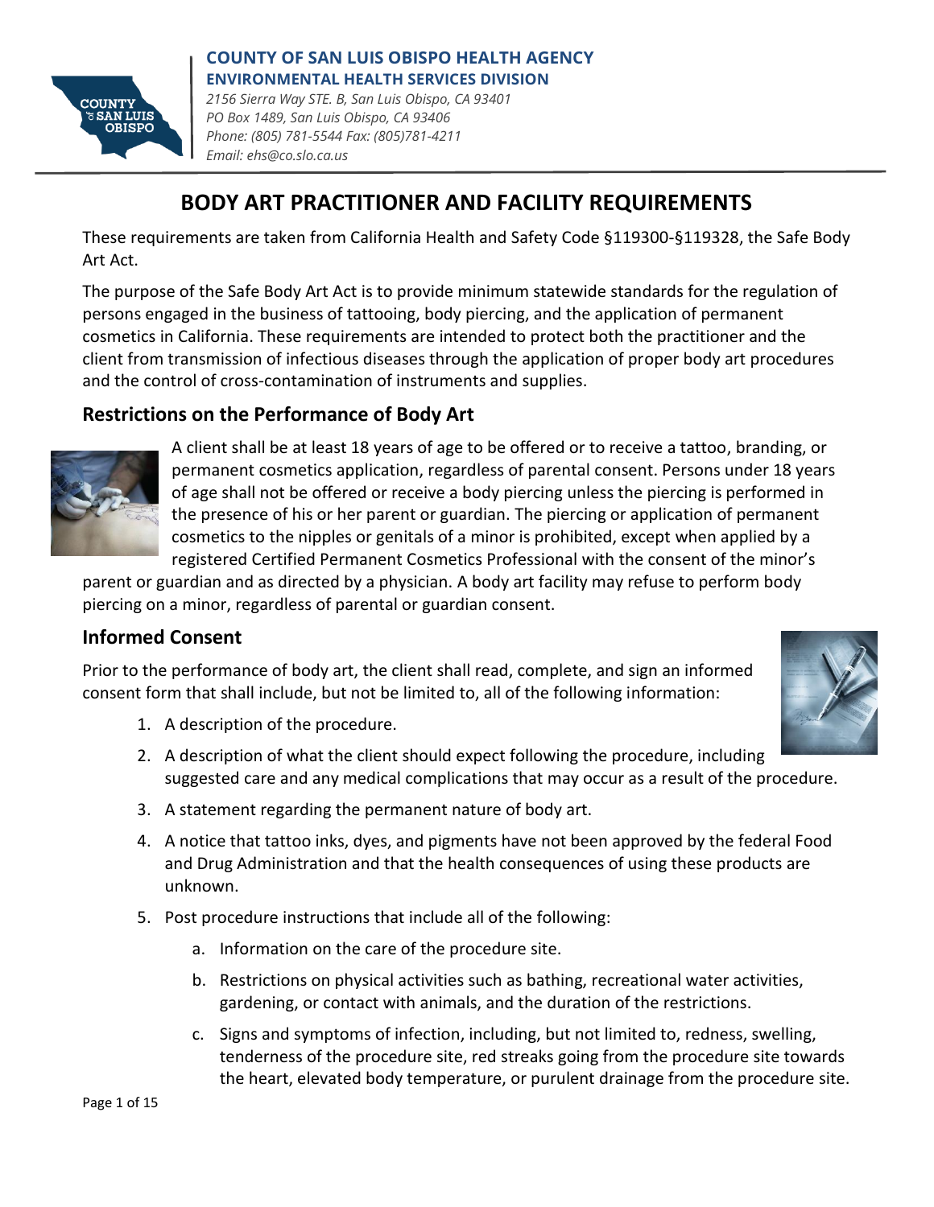**COUNTY OF SAN LUIS OBISPO HEALTH AGENCY**
**ENVIRONMENTAL HEALTH SERVICES DIVISION**
*2156 Sierra Way STE. B, San Luis Obispo, CA 93401*
*PO Box 1489, San Luis Obispo, CA 93406*
*Phone: (805) 781-5544 Fax: (805)781-4211*
*Email: ehs@co.slo.ca.us*

# BODY ART PRACTITIONER AND FACILITY REQUIREMENTS

These requirements are taken from California Health and Safety Code §119300-§119328, the Safe Body Art Act.

The purpose of the Safe Body Art Act is to provide minimum statewide standards for the regulation of persons engaged in the business of tattooing, body piercing, and the application of permanent cosmetics in California. These requirements are intended to protect both the practitioner and the client from transmission of infectious diseases through the application of proper body art procedures and the control of cross-contamination of instruments and supplies.

## Restrictions on the Performance of Body Art

A client shall be at least 18 years of age to be offered or to receive a tattoo, branding, or permanent cosmetics application, regardless of parental consent. Persons under 18 years of age shall not be offered or receive a body piercing unless the piercing is performed in the presence of his or her parent or guardian. The piercing or application of permanent cosmetics to the nipples or genitals of a minor is prohibited, except when applied by a registered Certified Permanent Cosmetics Professional with the consent of the minor's parent or guardian and as directed by a physician. A body art facility may refuse to perform body piercing on a minor, regardless of parental or guardian consent.

## Informed Consent

Prior to the performance of body art, the client shall read, complete, and sign an informed consent form that shall include, but not be limited to, all of the following information:

1. A description of the procedure.
2. A description of what the client should expect following the procedure, including suggested care and any medical complications that may occur as a result of the procedure.
3. A statement regarding the permanent nature of body art.
4. A notice that tattoo inks, dyes, and pigments have not been approved by the federal Food and Drug Administration and that the health consequences of using these products are unknown.
5. Post procedure instructions that include all of the following:
   a. Information on the care of the procedure site.
   b. Restrictions on physical activities such as bathing, recreational water activities, gardening, or contact with animals, and the duration of the restrictions.
   c. Signs and symptoms of infection, including, but not limited to, redness, swelling, tenderness of the procedure site, red streaks going from the procedure site towards the heart, elevated body temperature, or purulent drainage from the procedure site.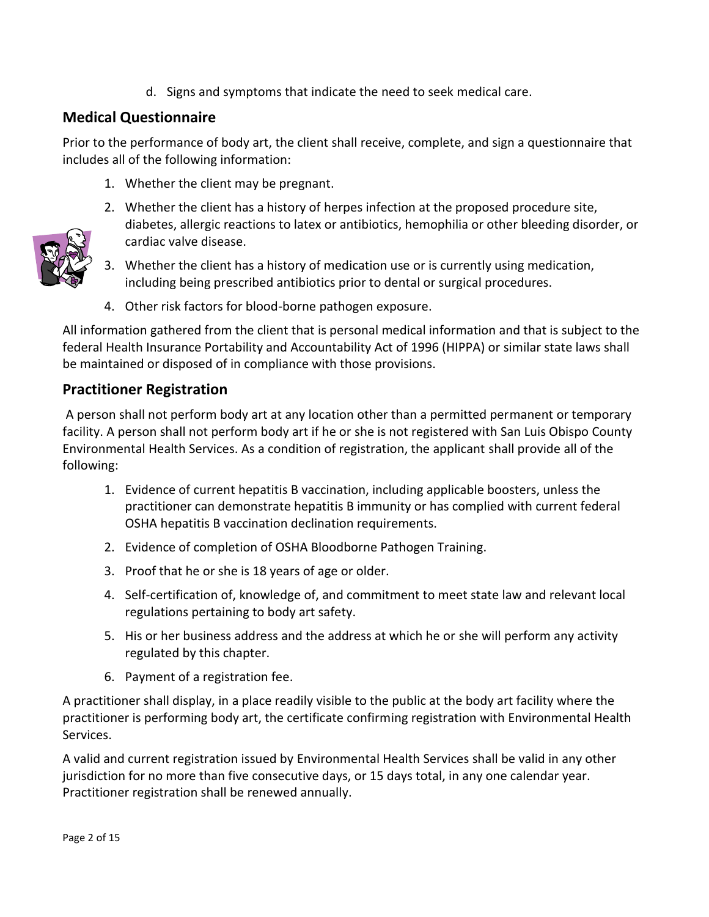d. Signs and symptoms that indicate the need to seek medical care.

## Medical Questionnaire

Prior to the performance of body art, the client shall receive, complete, and sign a questionnaire that includes all of the following information:

1. Whether the client may be pregnant.
2. Whether the client has a history of herpes infection at the proposed procedure site, diabetes, allergic reactions to latex or antibiotics, hemophilia or other bleeding disorder, or cardiac valve disease.
3. Whether the client has a history of medication use or is currently using medication, including being prescribed antibiotics prior to dental or surgical procedures.
4. Other risk factors for blood-borne pathogen exposure.

All information gathered from the client that is personal medical information and that is subject to the federal Health Insurance Portability and Accountability Act of 1996 (HIPPA) or similar state laws shall be maintained or disposed of in compliance with those provisions.

## Practitioner Registration

A person shall not perform body art at any location other than a permitted permanent or temporary facility. A person shall not perform body art if he or she is not registered with San Luis Obispo County Environmental Health Services. As a condition of registration, the applicant shall provide all of the following:

1. Evidence of current hepatitis B vaccination, including applicable boosters, unless the practitioner can demonstrate hepatitis B immunity or has complied with current federal OSHA hepatitis B vaccination declination requirements.
2. Evidence of completion of OSHA Bloodborne Pathogen Training.
3. Proof that he or she is 18 years of age or older.
4. Self-certification of, knowledge of, and commitment to meet state law and relevant local regulations pertaining to body art safety.
5. His or her business address and the address at which he or she will perform any activity regulated by this chapter.
6. Payment of a registration fee.

A practitioner shall display, in a place readily visible to the public at the body art facility where the practitioner is performing body art, the certificate confirming registration with Environmental Health Services.

A valid and current registration issued by Environmental Health Services shall be valid in any other jurisdiction for no more than five consecutive days, or 15 days total, in any one calendar year. Practitioner registration shall be renewed annually.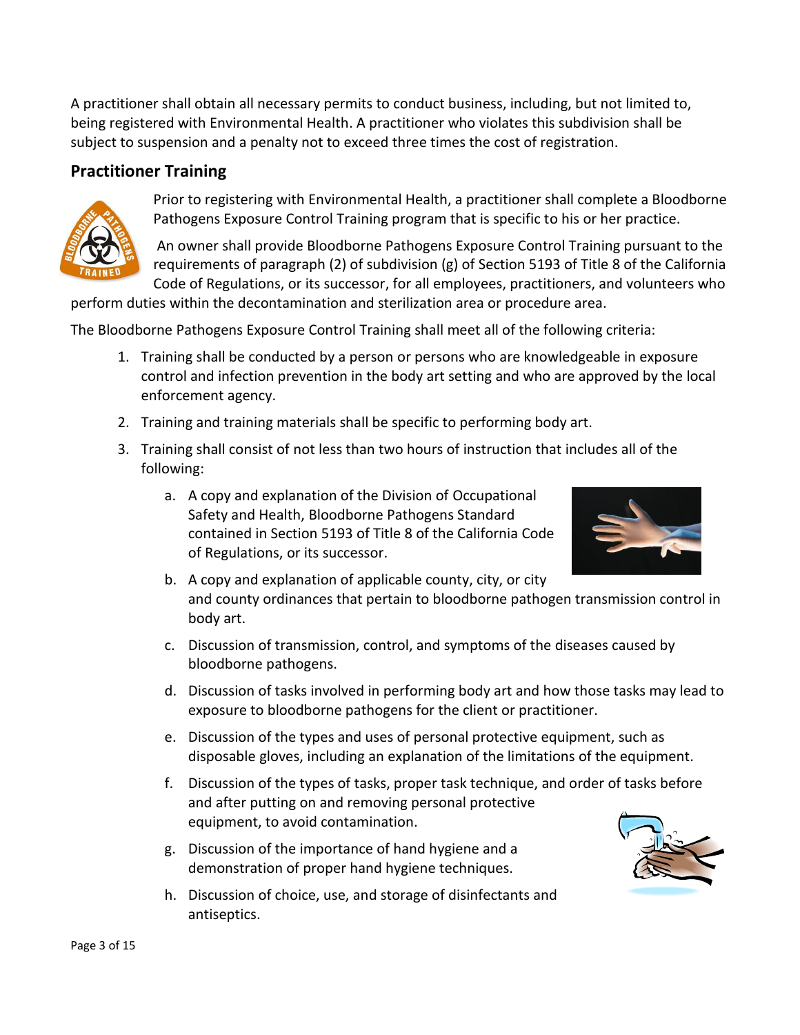A practitioner shall obtain all necessary permits to conduct business, including, but not limited to, being registered with Environmental Health. A practitioner who violates this subdivision shall be subject to suspension and a penalty not to exceed three times the cost of registration.

## Practitioner Training

Prior to registering with Environmental Health, a practitioner shall complete a Bloodborne Pathogens Exposure Control Training program that is specific to his or her practice.

An owner shall provide Bloodborne Pathogens Exposure Control Training pursuant to the requirements of paragraph (2) of subdivision (g) of Section 5193 of Title 8 of the California Code of Regulations, or its successor, for all employees, practitioners, and volunteers who perform duties within the decontamination and sterilization area or procedure area.

The Bloodborne Pathogens Exposure Control Training shall meet all of the following criteria:

1. Training shall be conducted by a person or persons who are knowledgeable in exposure control and infection prevention in the body art setting and who are approved by the local enforcement agency.
2. Training and training materials shall be specific to performing body art.
3. Training shall consist of not less than two hours of instruction that includes all of the following:
   a. A copy and explanation of the Division of Occupational Safety and Health, Bloodborne Pathogens Standard contained in Section 5193 of Title 8 of the California Code of Regulations, or its successor.
   b. A copy and explanation of applicable county, city, or city and county ordinances that pertain to bloodborne pathogen transmission control in body art.
   c. Discussion of transmission, control, and symptoms of the diseases caused by bloodborne pathogens.
   d. Discussion of tasks involved in performing body art and how those tasks may lead to exposure to bloodborne pathogens for the client or practitioner.
   e. Discussion of the types and uses of personal protective equipment, such as disposable gloves, including an explanation of the limitations of the equipment.
   f. Discussion of the types of tasks, proper task technique, and order of tasks before and after putting on and removing personal protective equipment, to avoid contamination.
   g. Discussion of the importance of hand hygiene and a demonstration of proper hand hygiene techniques.
   h. Discussion of choice, use, and storage of disinfectants and antiseptics.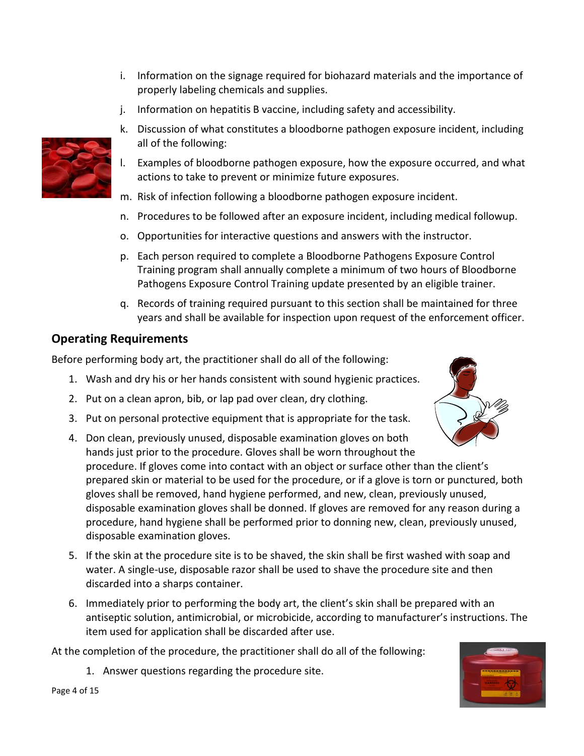i. Information on the signage required for biohazard materials and the importance of properly labeling chemicals and supplies.

j. Information on hepatitis B vaccine, including safety and accessibility.

k. Discussion of what constitutes a bloodborne pathogen exposure incident, including all of the following:

l. Examples of bloodborne pathogen exposure, how the exposure occurred, and what actions to take to prevent or minimize future exposures.

m. Risk of infection following a bloodborne pathogen exposure incident.

n. Procedures to be followed after an exposure incident, including medical followup.

o. Opportunities for interactive questions and answers with the instructor.

p. Each person required to complete a Bloodborne Pathogens Exposure Control Training program shall annually complete a minimum of two hours of Bloodborne Pathogens Exposure Control Training update presented by an eligible trainer.

q. Records of training required pursuant to this section shall be maintained for three years and shall be available for inspection upon request of the enforcement officer.

## Operating Requirements

Before performing body art, the practitioner shall do all of the following:

1. Wash and dry his or her hands consistent with sound hygienic practices.
2. Put on a clean apron, bib, or lap pad over clean, dry clothing.
3. Put on personal protective equipment that is appropriate for the task.
4. Don clean, previously unused, disposable examination gloves on both hands just prior to the procedure. Gloves shall be worn throughout the procedure. If gloves come into contact with an object or surface other than the client's prepared skin or material to be used for the procedure, or if a glove is torn or punctured, both gloves shall be removed, hand hygiene performed, and new, clean, previously unused, disposable examination gloves shall be donned. If gloves are removed for any reason during a procedure, hand hygiene shall be performed prior to donning new, clean, previously unused, disposable examination gloves.
5. If the skin at the procedure site is to be shaved, the skin shall be first washed with soap and water. A single-use, disposable razor shall be used to shave the procedure site and then discarded into a sharps container.
6. Immediately prior to performing the body art, the client's skin shall be prepared with an antiseptic solution, antimicrobial, or microbicide, according to manufacturer's instructions. The item used for application shall be discarded after use.

At the completion of the procedure, the practitioner shall do all of the following:

1. Answer questions regarding the procedure site.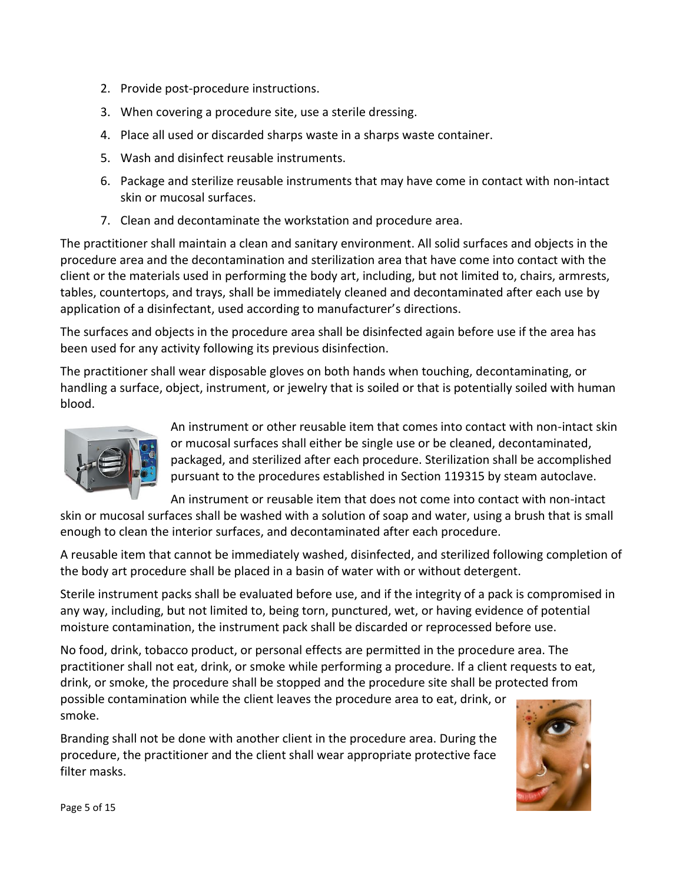2. Provide post-procedure instructions.
3. When covering a procedure site, use a sterile dressing.
4. Place all used or discarded sharps waste in a sharps waste container.
5. Wash and disinfect reusable instruments.
6. Package and sterilize reusable instruments that may have come in contact with non-intact skin or mucosal surfaces.
7. Clean and decontaminate the workstation and procedure area.

The practitioner shall maintain a clean and sanitary environment. All solid surfaces and objects in the procedure area and the decontamination and sterilization area that have come into contact with the client or the materials used in performing the body art, including, but not limited to, chairs, armrests, tables, countertops, and trays, shall be immediately cleaned and decontaminated after each use by application of a disinfectant, used according to manufacturer's directions.

The surfaces and objects in the procedure area shall be disinfected again before use if the area has been used for any activity following its previous disinfection.

The practitioner shall wear disposable gloves on both hands when touching, decontaminating, or handling a surface, object, instrument, or jewelry that is soiled or that is potentially soiled with human blood.

An instrument or other reusable item that comes into contact with non-intact skin or mucosal surfaces shall either be single use or be cleaned, decontaminated, packaged, and sterilized after each procedure. Sterilization shall be accomplished pursuant to the procedures established in Section 119315 by steam autoclave.

An instrument or reusable item that does not come into contact with non-intact skin or mucosal surfaces shall be washed with a solution of soap and water, using a brush that is small enough to clean the interior surfaces, and decontaminated after each procedure.

A reusable item that cannot be immediately washed, disinfected, and sterilized following completion of the body art procedure shall be placed in a basin of water with or without detergent.

Sterile instrument packs shall be evaluated before use, and if the integrity of a pack is compromised in any way, including, but not limited to, being torn, punctured, wet, or having evidence of potential moisture contamination, the instrument pack shall be discarded or reprocessed before use.

No food, drink, tobacco product, or personal effects are permitted in the procedure area. The practitioner shall not eat, drink, or smoke while performing a procedure. If a client requests to eat, drink, or smoke, the procedure shall be stopped and the procedure site shall be protected from possible contamination while the client leaves the procedure area to eat, drink, or smoke.

Branding shall not be done with another client in the procedure area. During the procedure, the practitioner and the client shall wear appropriate protective face filter masks.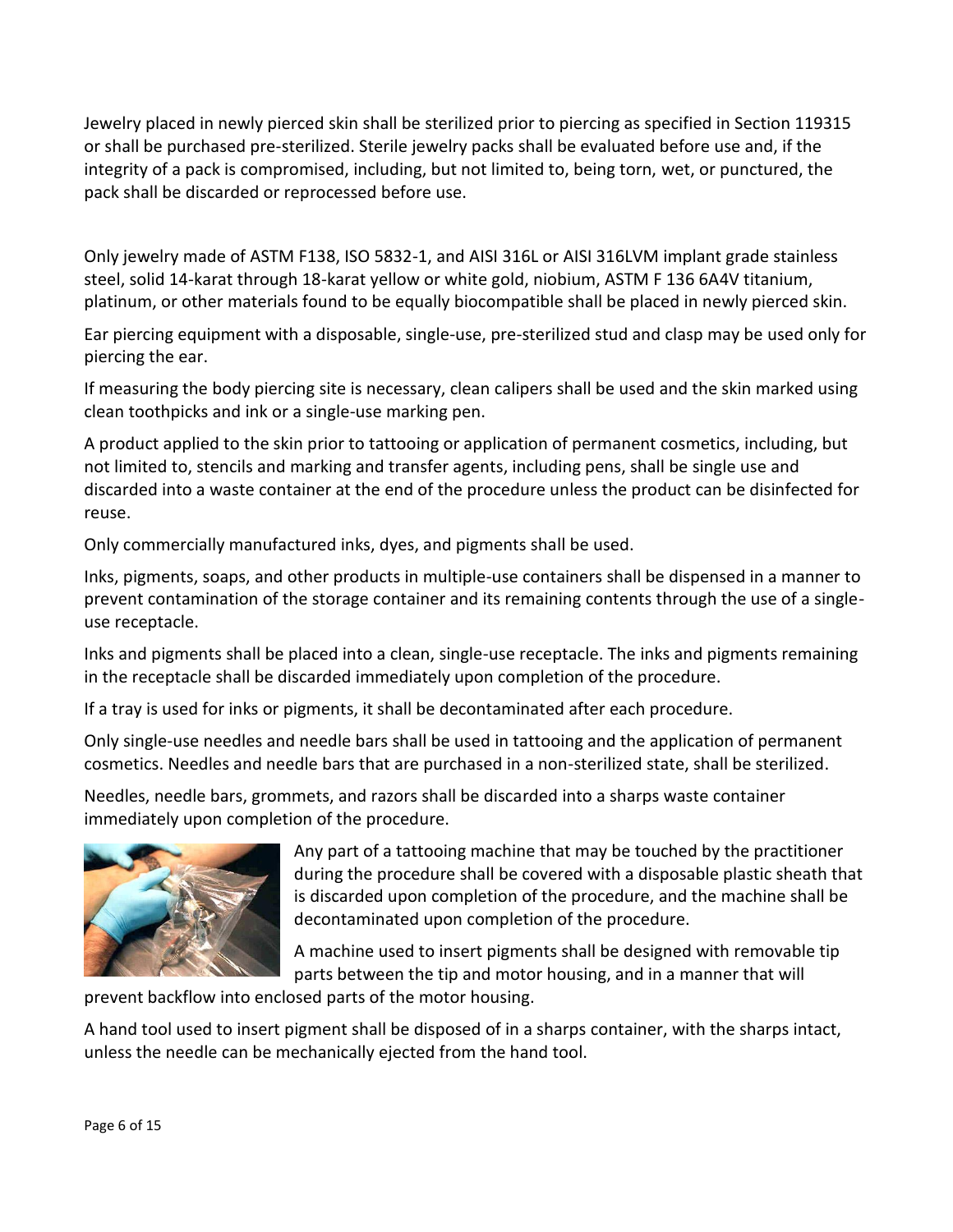Jewelry placed in newly pierced skin shall be sterilized prior to piercing as specified in Section 119315 or shall be purchased pre-sterilized. Sterile jewelry packs shall be evaluated before use and, if the integrity of a pack is compromised, including, but not limited to, being torn, wet, or punctured, the pack shall be discarded or reprocessed before use.

Only jewelry made of ASTM F138, ISO 5832-1, and AISI 316L or AISI 316LVM implant grade stainless steel, solid 14-karat through 18-karat yellow or white gold, niobium, ASTM F 136 6A4V titanium, platinum, or other materials found to be equally biocompatible shall be placed in newly pierced skin.

Ear piercing equipment with a disposable, single-use, pre-sterilized stud and clasp may be used only for piercing the ear.

If measuring the body piercing site is necessary, clean calipers shall be used and the skin marked using clean toothpicks and ink or a single-use marking pen.

A product applied to the skin prior to tattooing or application of permanent cosmetics, including, but not limited to, stencils and marking and transfer agents, including pens, shall be single use and discarded into a waste container at the end of the procedure unless the product can be disinfected for reuse.

Only commercially manufactured inks, dyes, and pigments shall be used.

Inks, pigments, soaps, and other products in multiple-use containers shall be dispensed in a manner to prevent contamination of the storage container and its remaining contents through the use of a single-use receptacle.

Inks and pigments shall be placed into a clean, single-use receptacle. The inks and pigments remaining in the receptacle shall be discarded immediately upon completion of the procedure.

If a tray is used for inks or pigments, it shall be decontaminated after each procedure.

Only single-use needles and needle bars shall be used in tattooing and the application of permanent cosmetics. Needles and needle bars that are purchased in a non-sterilized state, shall be sterilized.

Needles, needle bars, grommets, and razors shall be discarded into a sharps waste container immediately upon completion of the procedure.

Any part of a tattooing machine that may be touched by the practitioner during the procedure shall be covered with a disposable plastic sheath that is discarded upon completion of the procedure, and the machine shall be decontaminated upon completion of the procedure.

A machine used to insert pigments shall be designed with removable tip parts between the tip and motor housing, and in a manner that will prevent backflow into enclosed parts of the motor housing.

A hand tool used to insert pigment shall be disposed of in a sharps container, with the sharps intact, unless the needle can be mechanically ejected from the hand tool.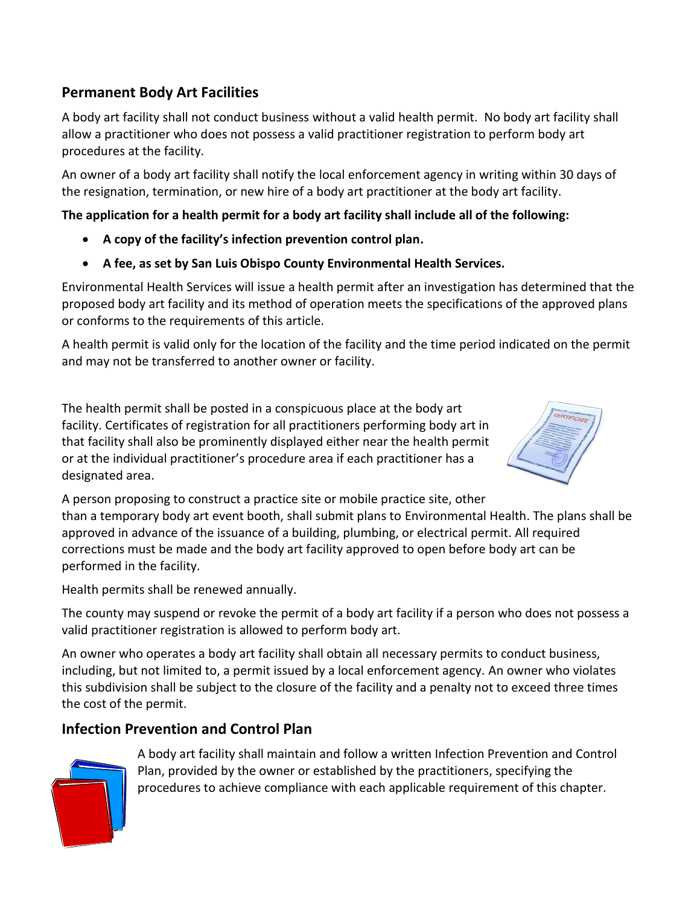## Permanent Body Art Facilities

A body art facility shall not conduct business without a valid health permit. No body art facility shall allow a practitioner who does not possess a valid practitioner registration to perform body art procedures at the facility.

An owner of a body art facility shall notify the local enforcement agency in writing within 30 days of the resignation, termination, or new hire of a body art practitioner at the body art facility.

**The application for a health permit for a body art facility shall include all of the following:**

- **A copy of the facility's infection prevention control plan.**
- **A fee, as set by San Luis Obispo County Environmental Health Services.**

Environmental Health Services will issue a health permit after an investigation has determined that the proposed body art facility and its method of operation meets the specifications of the approved plans or conforms to the requirements of this article.

A health permit is valid only for the location of the facility and the time period indicated on the permit and may not be transferred to another owner or facility.

The health permit shall be posted in a conspicuous place at the body art facility. Certificates of registration for all practitioners performing body art in that facility shall also be prominently displayed either near the health permit or at the individual practitioner's procedure area if each practitioner has a designated area.

A person proposing to construct a practice site or mobile practice site, other than a temporary body art event booth, shall submit plans to Environmental Health. The plans shall be approved in advance of the issuance of a building, plumbing, or electrical permit. All required corrections must be made and the body art facility approved to open before body art can be performed in the facility.

Health permits shall be renewed annually.

The county may suspend or revoke the permit of a body art facility if a person who does not possess a valid practitioner registration is allowed to perform body art.

An owner who operates a body art facility shall obtain all necessary permits to conduct business, including, but not limited to, a permit issued by a local enforcement agency. An owner who violates this subdivision shall be subject to the closure of the facility and a penalty not to exceed three times the cost of the permit.

## Infection Prevention and Control Plan

A body art facility shall maintain and follow a written Infection Prevention and Control Plan, provided by the owner or established by the practitioners, specifying the procedures to achieve compliance with each applicable requirement of this chapter.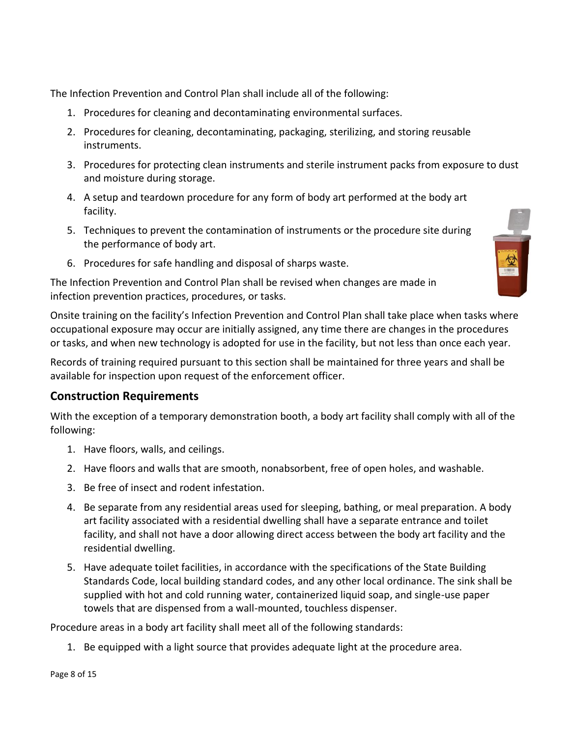The Infection Prevention and Control Plan shall include all of the following:

1. Procedures for cleaning and decontaminating environmental surfaces.
2. Procedures for cleaning, decontaminating, packaging, sterilizing, and storing reusable instruments.
3. Procedures for protecting clean instruments and sterile instrument packs from exposure to dust and moisture during storage.
4. A setup and teardown procedure for any form of body art performed at the body art facility.
5. Techniques to prevent the contamination of instruments or the procedure site during the performance of body art.
6. Procedures for safe handling and disposal of sharps waste.

The Infection Prevention and Control Plan shall be revised when changes are made in infection prevention practices, procedures, or tasks.

Onsite training on the facility's Infection Prevention and Control Plan shall take place when tasks where occupational exposure may occur are initially assigned, any time there are changes in the procedures or tasks, and when new technology is adopted for use in the facility, but not less than once each year.

Records of training required pursuant to this section shall be maintained for three years and shall be available for inspection upon request of the enforcement officer.

## Construction Requirements

With the exception of a temporary demonstration booth, a body art facility shall comply with all of the following:

1. Have floors, walls, and ceilings.
2. Have floors and walls that are smooth, nonabsorbent, free of open holes, and washable.
3. Be free of insect and rodent infestation.
4. Be separate from any residential areas used for sleeping, bathing, or meal preparation. A body art facility associated with a residential dwelling shall have a separate entrance and toilet facility, and shall not have a door allowing direct access between the body art facility and the residential dwelling.
5. Have adequate toilet facilities, in accordance with the specifications of the State Building Standards Code, local building standard codes, and any other local ordinance. The sink shall be supplied with hot and cold running water, containerized liquid soap, and single-use paper towels that are dispensed from a wall-mounted, touchless dispenser.

Procedure areas in a body art facility shall meet all of the following standards:

1. Be equipped with a light source that provides adequate light at the procedure area.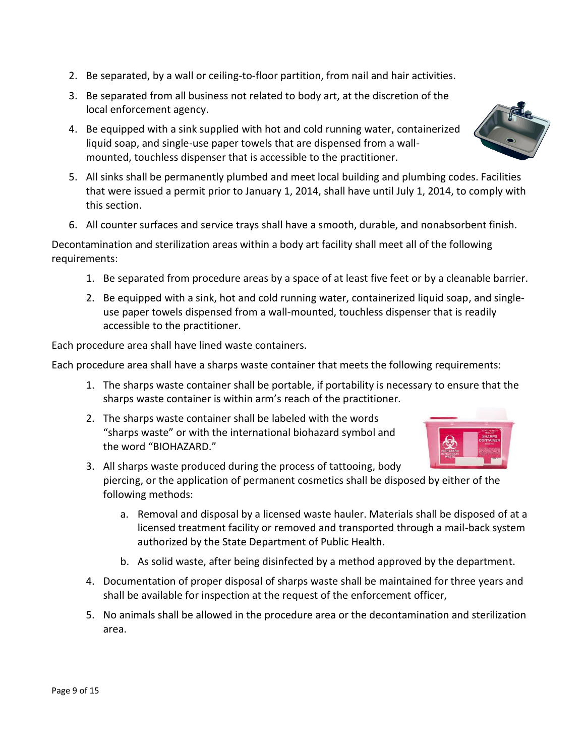2. Be separated, by a wall or ceiling-to-floor partition, from nail and hair activities.
3. Be separated from all business not related to body art, at the discretion of the local enforcement agency.
4. Be equipped with a sink supplied with hot and cold running water, containerized liquid soap, and single-use paper towels that are dispensed from a wall-mounted, touchless dispenser that is accessible to the practitioner.
5. All sinks shall be permanently plumbed and meet local building and plumbing codes. Facilities that were issued a permit prior to January 1, 2014, shall have until July 1, 2014, to comply with this section.
6. All counter surfaces and service trays shall have a smooth, durable, and nonabsorbent finish.

Decontamination and sterilization areas within a body art facility shall meet all of the following requirements:

1. Be separated from procedure areas by a space of at least five feet or by a cleanable barrier.
2. Be equipped with a sink, hot and cold running water, containerized liquid soap, and single-use paper towels dispensed from a wall-mounted, touchless dispenser that is readily accessible to the practitioner.

Each procedure area shall have lined waste containers.

Each procedure area shall have a sharps waste container that meets the following requirements:

1. The sharps waste container shall be portable, if portability is necessary to ensure that the sharps waste container is within arm's reach of the practitioner.
2. The sharps waste container shall be labeled with the words "sharps waste" or with the international biohazard symbol and the word "BIOHAZARD."
3. All sharps waste produced during the process of tattooing, body piercing, or the application of permanent cosmetics shall be disposed by either of the following methods:
   a. Removal and disposal by a licensed waste hauler. Materials shall be disposed of at a licensed treatment facility or removed and transported through a mail-back system authorized by the State Department of Public Health.
   b. As solid waste, after being disinfected by a method approved by the department.
4. Documentation of proper disposal of sharps waste shall be maintained for three years and shall be available for inspection at the request of the enforcement officer,
5. No animals shall be allowed in the procedure area or the decontamination and sterilization area.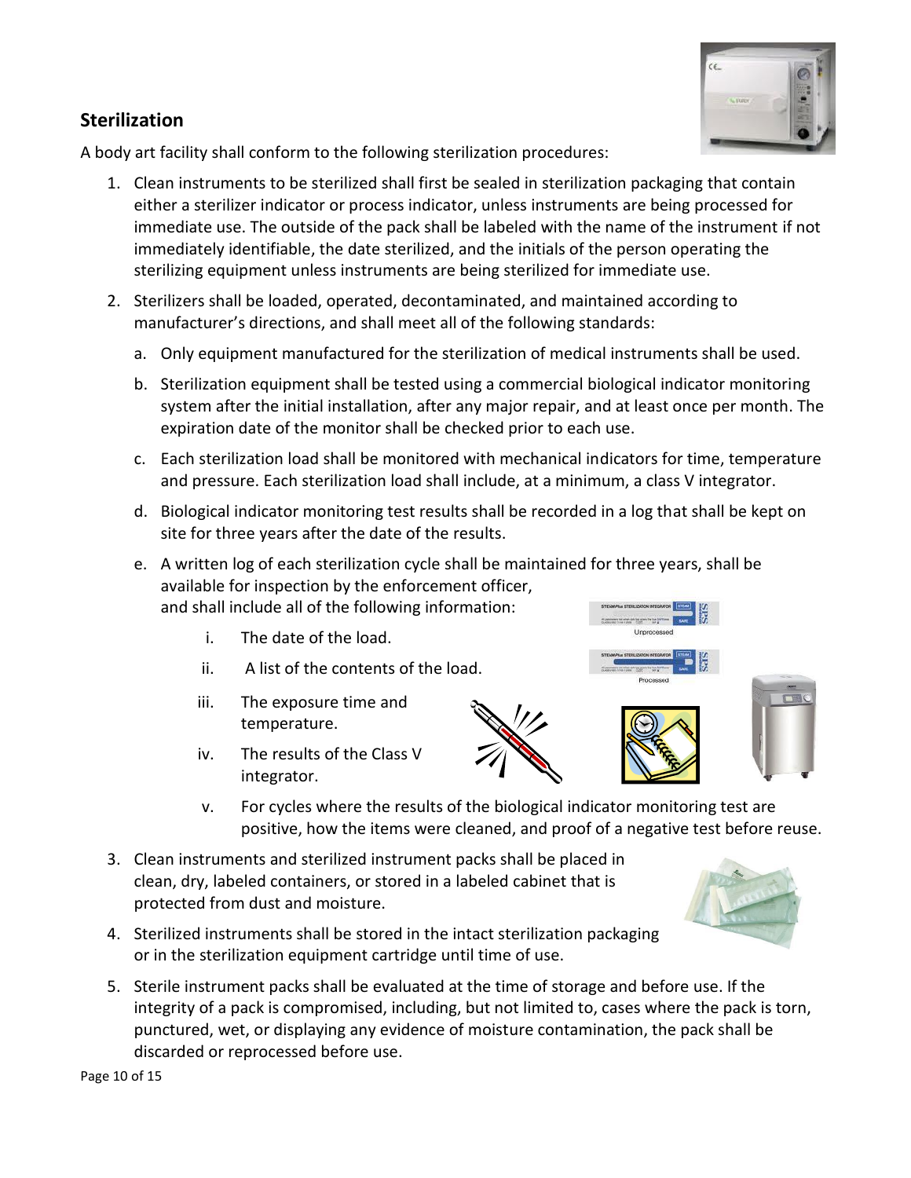## Sterilization

A body art facility shall conform to the following sterilization procedures:

1. Clean instruments to be sterilized shall first be sealed in sterilization packaging that contain either a sterilizer indicator or process indicator, unless instruments are being processed for immediate use. The outside of the pack shall be labeled with the name of the instrument if not immediately identifiable, the date sterilized, and the initials of the person operating the sterilizing equipment unless instruments are being sterilized for immediate use.
2. Sterilizers shall be loaded, operated, decontaminated, and maintained according to manufacturer's directions, and shall meet all of the following standards:
   a. Only equipment manufactured for the sterilization of medical instruments shall be used.
   b. Sterilization equipment shall be tested using a commercial biological indicator monitoring system after the initial installation, after any major repair, and at least once per month. The expiration date of the monitor shall be checked prior to each use.
   c. Each sterilization load shall be monitored with mechanical indicators for time, temperature and pressure. Each sterilization load shall include, at a minimum, a class V integrator.
   d. Biological indicator monitoring test results shall be recorded in a log that shall be kept on site for three years after the date of the results.
   e. A written log of each sterilization cycle shall be maintained for three years, shall be available for inspection by the enforcement officer, and shall include all of the following information:
      i. The date of the load.
      ii. A list of the contents of the load.
      iii. The exposure time and temperature.
      iv. The results of the Class V integrator.
      v. For cycles where the results of the biological indicator monitoring test are positive, how the items were cleaned, and proof of a negative test before reuse.
3. Clean instruments and sterilized instrument packs shall be placed in clean, dry, labeled containers, or stored in a labeled cabinet that is protected from dust and moisture.
4. Sterilized instruments shall be stored in the intact sterilization packaging or in the sterilization equipment cartridge until time of use.
5. Sterile instrument packs shall be evaluated at the time of storage and before use. If the integrity of a pack is compromised, including, but not limited to, cases where the pack is torn, punctured, wet, or displaying any evidence of moisture contamination, the pack shall be discarded or reprocessed before use.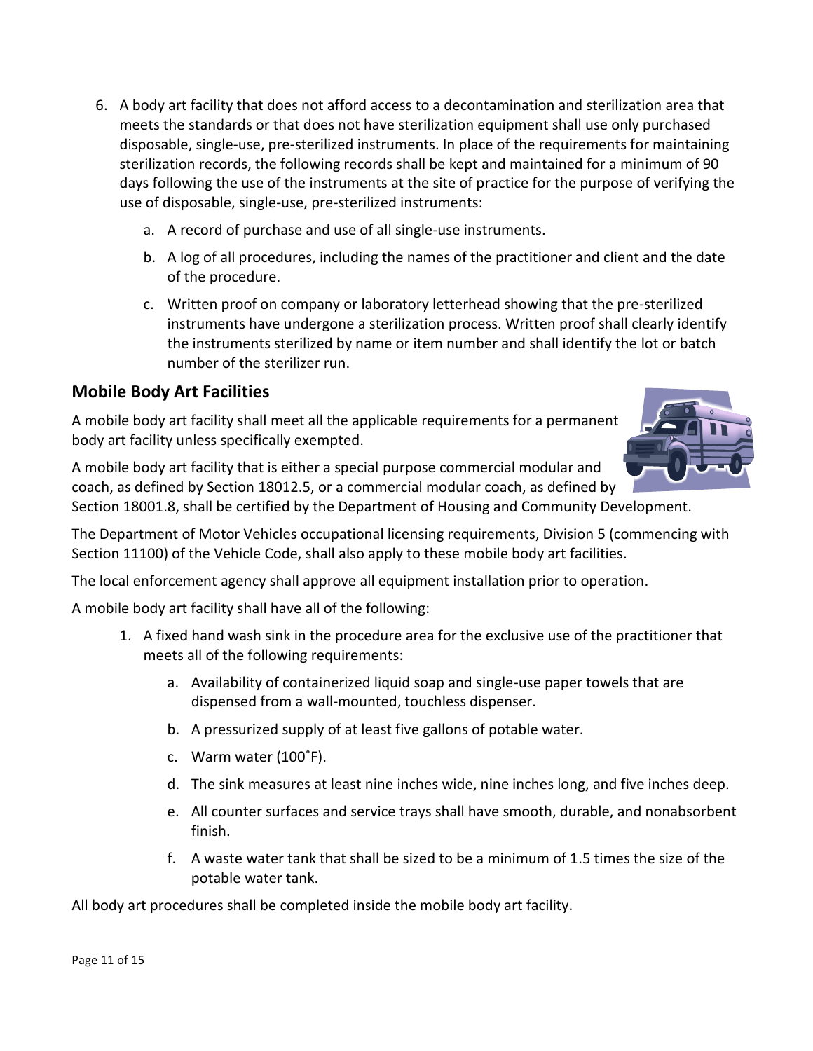6. A body art facility that does not afford access to a decontamination and sterilization area that meets the standards or that does not have sterilization equipment shall use only purchased disposable, single-use, pre-sterilized instruments. In place of the requirements for maintaining sterilization records, the following records shall be kept and maintained for a minimum of 90 days following the use of the instruments at the site of practice for the purpose of verifying the use of disposable, single-use, pre-sterilized instruments:
    a. A record of purchase and use of all single-use instruments.
    b. A log of all procedures, including the names of the practitioner and client and the date of the procedure.
    c. Written proof on company or laboratory letterhead showing that the pre-sterilized instruments have undergone a sterilization process. Written proof shall clearly identify the instruments sterilized by name or item number and shall identify the lot or batch number of the sterilizer run.

## Mobile Body Art Facilities

A mobile body art facility shall meet all the applicable requirements for a permanent body art facility unless specifically exempted.

A mobile body art facility that is either a special purpose commercial modular and coach, as defined by Section 18012.5, or a commercial modular coach, as defined by Section 18001.8, shall be certified by the Department of Housing and Community Development.

The Department of Motor Vehicles occupational licensing requirements, Division 5 (commencing with Section 11100) of the Vehicle Code, shall also apply to these mobile body art facilities.

The local enforcement agency shall approve all equipment installation prior to operation.

A mobile body art facility shall have all of the following:

1. A fixed hand wash sink in the procedure area for the exclusive use of the practitioner that meets all of the following requirements:
    a. Availability of containerized liquid soap and single-use paper towels that are dispensed from a wall-mounted, touchless dispenser.
    b. A pressurized supply of at least five gallons of potable water.
    c. Warm water (100˚F).
    d. The sink measures at least nine inches wide, nine inches long, and five inches deep.
    e. All counter surfaces and service trays shall have smooth, durable, and nonabsorbent finish.
    f. A waste water tank that shall be sized to be a minimum of 1.5 times the size of the potable water tank.

All body art procedures shall be completed inside the mobile body art facility.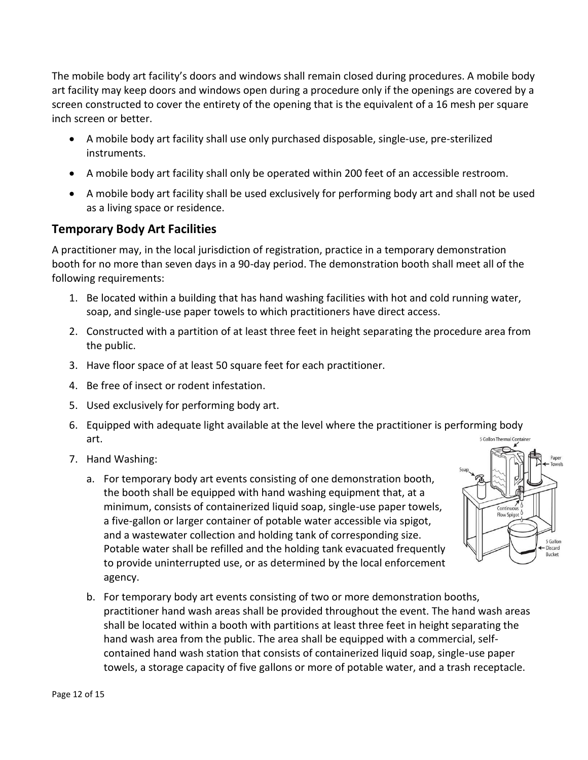The mobile body art facility's doors and windows shall remain closed during procedures. A mobile body art facility may keep doors and windows open during a procedure only if the openings are covered by a screen constructed to cover the entirety of the opening that is the equivalent of a 16 mesh per square inch screen or better.

- A mobile body art facility shall use only purchased disposable, single-use, pre-sterilized instruments.
- A mobile body art facility shall only be operated within 200 feet of an accessible restroom.
- A mobile body art facility shall be used exclusively for performing body art and shall not be used as a living space or residence.

## Temporary Body Art Facilities

A practitioner may, in the local jurisdiction of registration, practice in a temporary demonstration booth for no more than seven days in a 90-day period. The demonstration booth shall meet all of the following requirements:

1. Be located within a building that has hand washing facilities with hot and cold running water, soap, and single-use paper towels to which practitioners have direct access.
2. Constructed with a partition of at least three feet in height separating the procedure area from the public.
3. Have floor space of at least 50 square feet for each practitioner.
4. Be free of insect or rodent infestation.
5. Used exclusively for performing body art.
6. Equipped with adequate light available at the level where the practitioner is performing body art.
7. Hand Washing:
   a. For temporary body art events consisting of one demonstration booth, the booth shall be equipped with hand washing equipment that, at a minimum, consists of containerized liquid soap, single-use paper towels, a five-gallon or larger container of potable water accessible via spigot, and a wastewater collection and holding tank of corresponding size. Potable water shall be refilled and the holding tank evacuated frequently to provide uninterrupted use, or as determined by the local enforcement agency.

      5 Gallon Thermal Container
      Soap
      Paper Towels
      Continuous Flow Spigot
      5 Gallon Discard Bucket

   b. For temporary body art events consisting of two or more demonstration booths, practitioner hand wash areas shall be provided throughout the event. The hand wash areas shall be located within a booth with partitions at least three feet in height separating the hand wash area from the public. The area shall be equipped with a commercial, self-contained hand wash station that consists of containerized liquid soap, single-use paper towels, a storage capacity of five gallons or more of potable water, and a trash receptacle.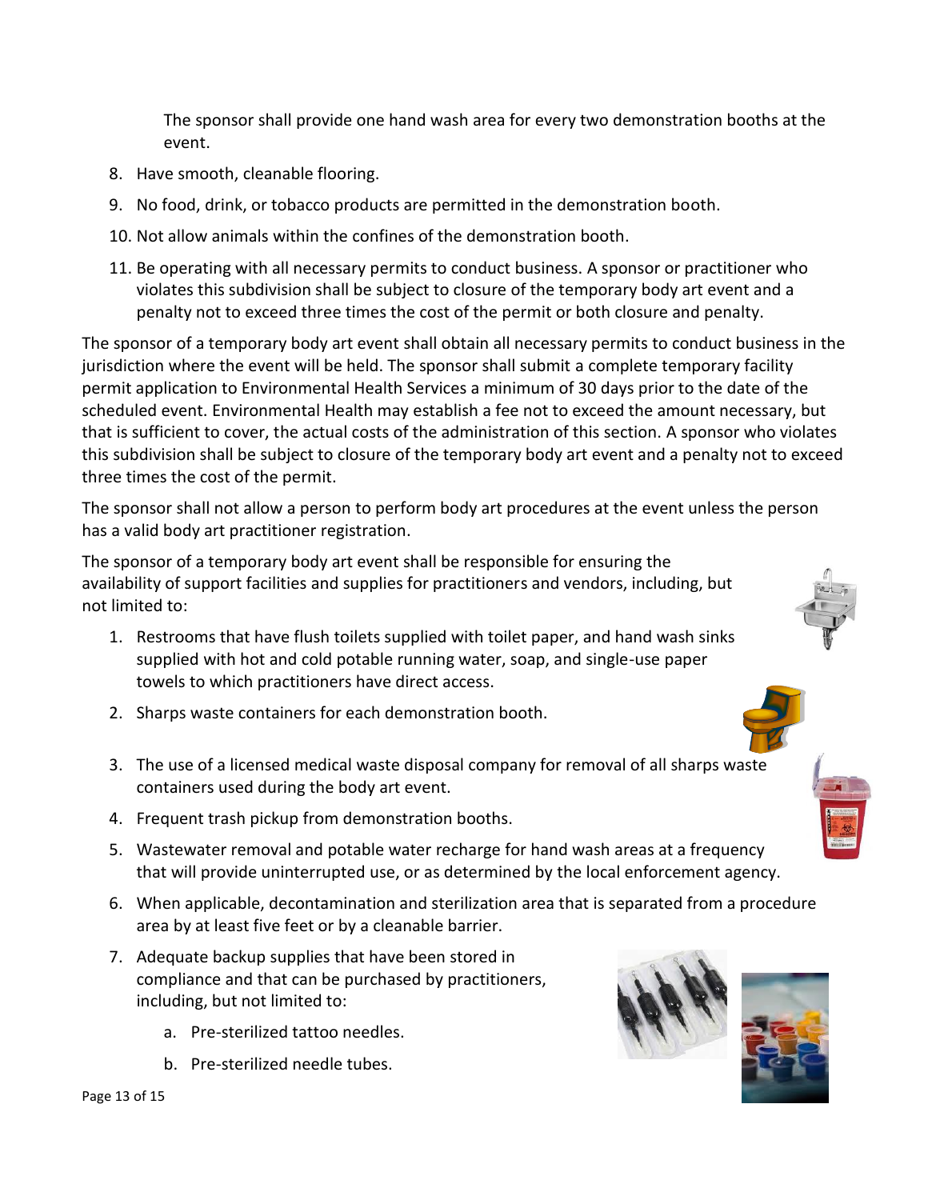The sponsor shall provide one hand wash area for every two demonstration booths at the event.

8. Have smooth, cleanable flooring.
9. No food, drink, or tobacco products are permitted in the demonstration booth.
10. Not allow animals within the confines of the demonstration booth.
11. Be operating with all necessary permits to conduct business. A sponsor or practitioner who violates this subdivision shall be subject to closure of the temporary body art event and a penalty not to exceed three times the cost of the permit or both closure and penalty.

The sponsor of a temporary body art event shall obtain all necessary permits to conduct business in the jurisdiction where the event will be held. The sponsor shall submit a complete temporary facility permit application to Environmental Health Services a minimum of 30 days prior to the date of the scheduled event. Environmental Health may establish a fee not to exceed the amount necessary, but that is sufficient to cover, the actual costs of the administration of this section. A sponsor who violates this subdivision shall be subject to closure of the temporary body art event and a penalty not to exceed three times the cost of the permit.

The sponsor shall not allow a person to perform body art procedures at the event unless the person has a valid body art practitioner registration.

The sponsor of a temporary body art event shall be responsible for ensuring the availability of support facilities and supplies for practitioners and vendors, including, but not limited to:

1. Restrooms that have flush toilets supplied with toilet paper, and hand wash sinks supplied with hot and cold potable running water, soap, and single-use paper towels to which practitioners have direct access.
2. Sharps waste containers for each demonstration booth.
3. The use of a licensed medical waste disposal company for removal of all sharps waste containers used during the body art event.
4. Frequent trash pickup from demonstration booths.
5. Wastewater removal and potable water recharge for hand wash areas at a frequency that will provide uninterrupted use, or as determined by the local enforcement agency.
6. When applicable, decontamination and sterilization area that is separated from a procedure area by at least five feet or by a cleanable barrier.
7. Adequate backup supplies that have been stored in compliance and that can be purchased by practitioners, including, but not limited to:
    a. Pre-sterilized tattoo needles.
    b. Pre-sterilized needle tubes.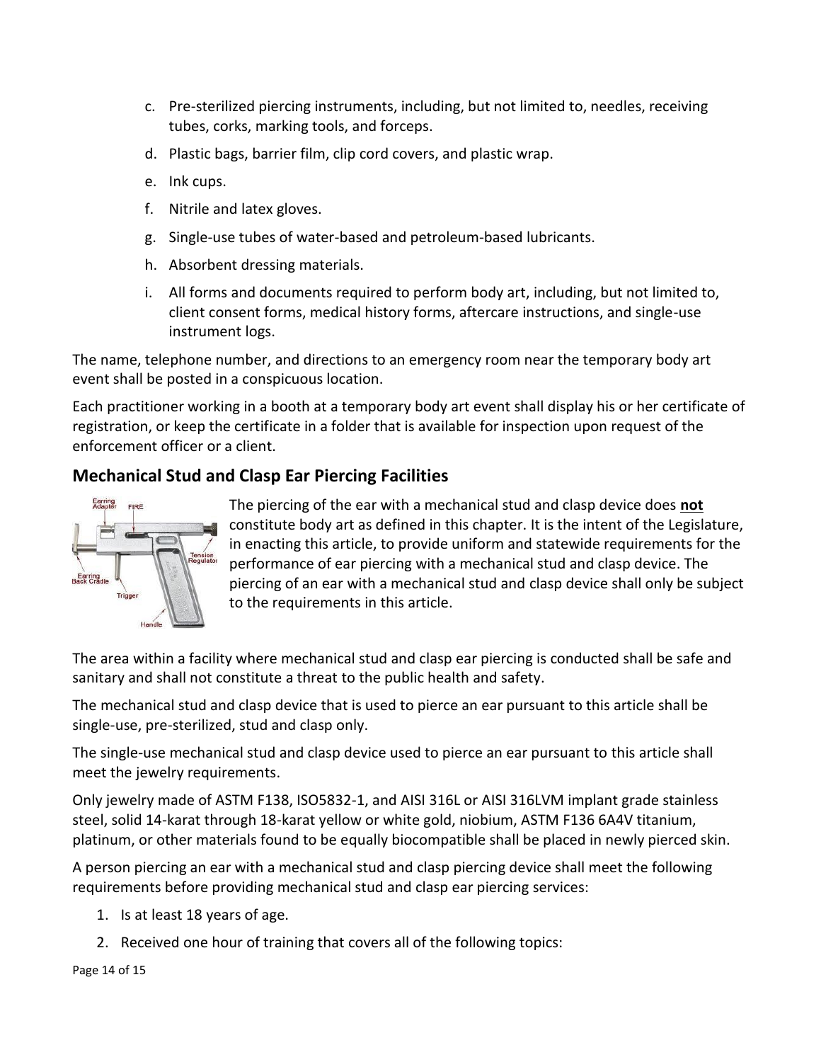c. Pre-sterilized piercing instruments, including, but not limited to, needles, receiving tubes, corks, marking tools, and forceps.

d. Plastic bags, barrier film, clip cord covers, and plastic wrap.

e. Ink cups.

f. Nitrile and latex gloves.

g. Single-use tubes of water-based and petroleum-based lubricants.

h. Absorbent dressing materials.

i. All forms and documents required to perform body art, including, but not limited to, client consent forms, medical history forms, aftercare instructions, and single-use instrument logs.

The name, telephone number, and directions to an emergency room near the temporary body art event shall be posted in a conspicuous location.

Each practitioner working in a booth at a temporary body art event shall display his or her certificate of registration, or keep the certificate in a folder that is available for inspection upon request of the enforcement officer or a client.

## Mechanical Stud and Clasp Ear Piercing Facilities

The piercing of the ear with a mechanical stud and clasp device does **not** constitute body art as defined in this chapter. It is the intent of the Legislature, in enacting this article, to provide uniform and statewide requirements for the performance of ear piercing with a mechanical stud and clasp device. The piercing of an ear with a mechanical stud and clasp device shall only be subject to the requirements in this article.

The area within a facility where mechanical stud and clasp ear piercing is conducted shall be safe and sanitary and shall not constitute a threat to the public health and safety.

The mechanical stud and clasp device that is used to pierce an ear pursuant to this article shall be single-use, pre-sterilized, stud and clasp only.

The single-use mechanical stud and clasp device used to pierce an ear pursuant to this article shall meet the jewelry requirements.

Only jewelry made of ASTM F138, ISO5832-1, and AISI 316L or AISI 316LVM implant grade stainless steel, solid 14-karat through 18-karat yellow or white gold, niobium, ASTM F136 6A4V titanium, platinum, or other materials found to be equally biocompatible shall be placed in newly pierced skin.

A person piercing an ear with a mechanical stud and clasp piercing device shall meet the following requirements before providing mechanical stud and clasp ear piercing services:

1. Is at least 18 years of age.
2. Received one hour of training that covers all of the following topics: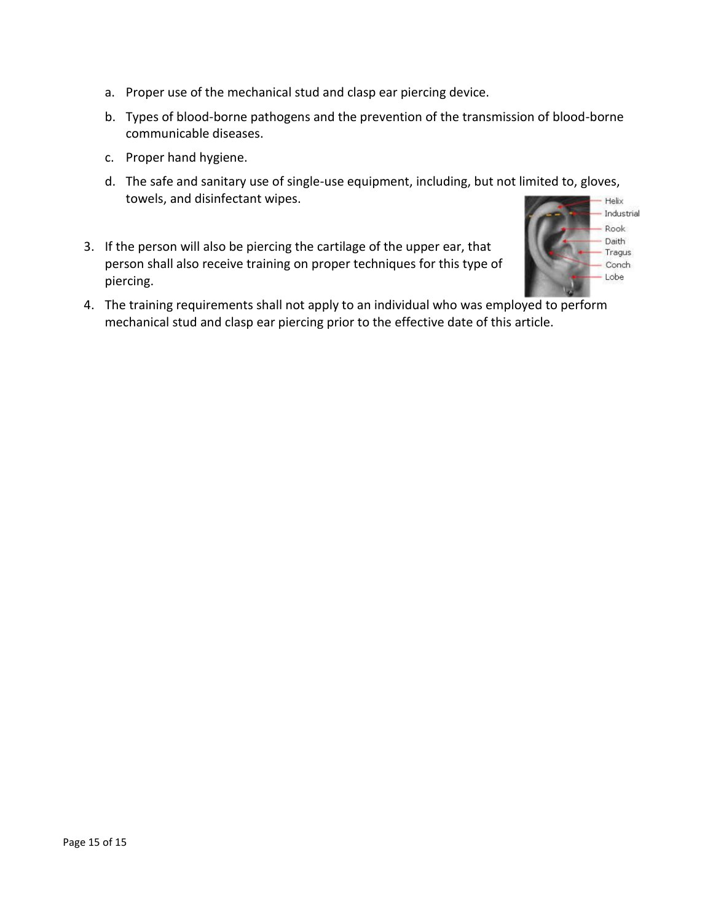a. Proper use of the mechanical stud and clasp ear piercing device.

b. Types of blood-borne pathogens and the prevention of the transmission of blood-borne communicable diseases.

c. Proper hand hygiene.

d. The safe and sanitary use of single-use equipment, including, but not limited to, gloves, towels, and disinfectant wipes.

3. If the person will also be piercing the cartilage of the upper ear, that person shall also receive training on proper techniques for this type of piercing.

Helix
Industrial
Rook
Daith
Tragus
Conch
Lobe

4. The training requirements shall not apply to an individual who was employed to perform mechanical stud and clasp ear piercing prior to the effective date of this article.